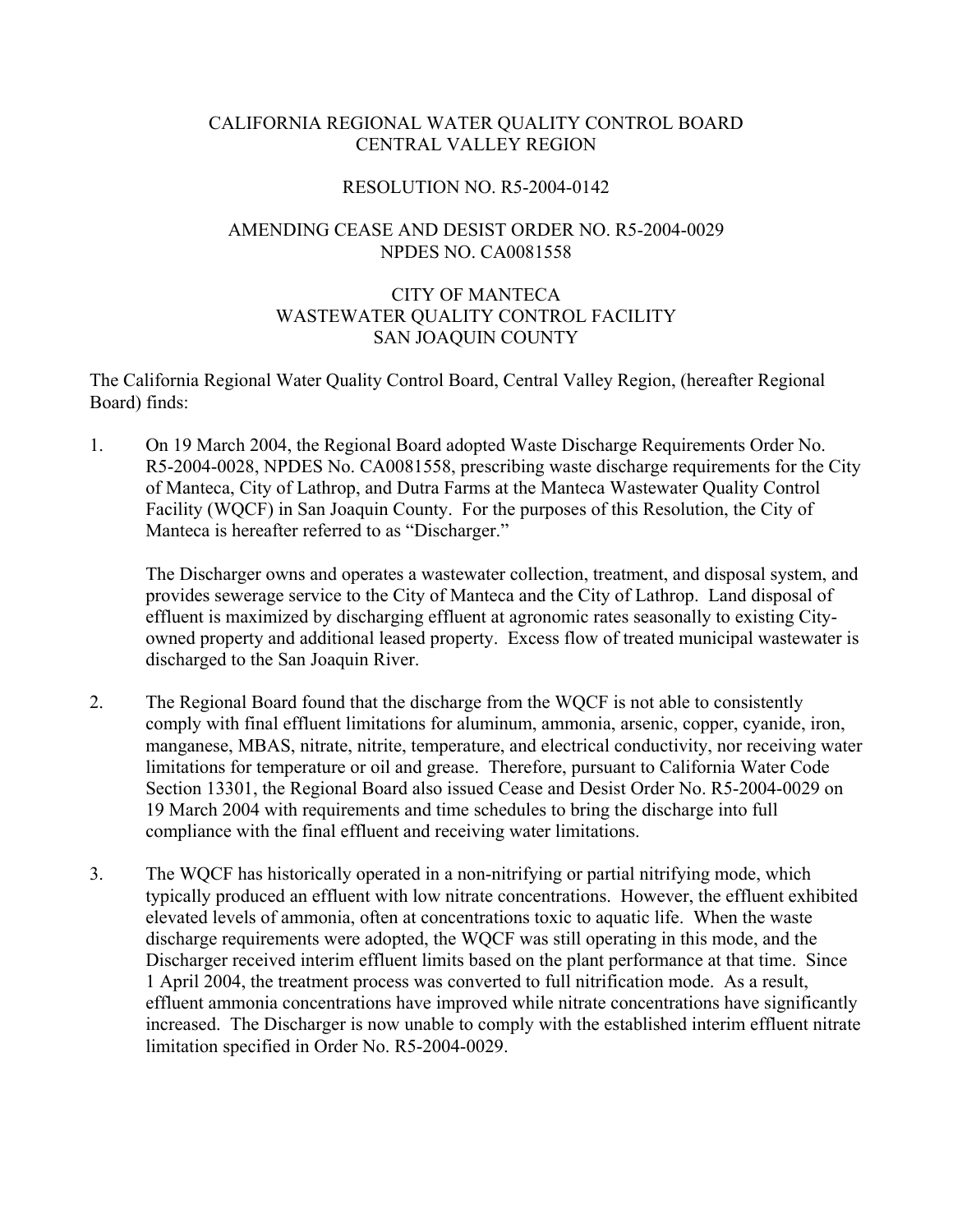CALIFORNIA REGIONAL WATER QUALITY CONTROL BOARD
CENTRAL VALLEY REGION

RESOLUTION NO. R5-2004-0142

AMENDING CEASE AND DESIST ORDER NO. R5-2004-0029
NPDES NO. CA0081558

CITY OF MANTECA
WASTEWATER QUALITY CONTROL FACILITY
SAN JOAQUIN COUNTY

The California Regional Water Quality Control Board, Central Valley Region, (hereafter Regional Board) finds:

1. On 19 March 2004, the Regional Board adopted Waste Discharge Requirements Order No. R5-2004-0028, NPDES No. CA0081558, prescribing waste discharge requirements for the City of Manteca, City of Lathrop, and Dutra Farms at the Manteca Wastewater Quality Control Facility (WQCF) in San Joaquin County. For the purposes of this Resolution, the City of Manteca is hereafter referred to as "Discharger."

   The Discharger owns and operates a wastewater collection, treatment, and disposal system, and provides sewerage service to the City of Manteca and the City of Lathrop. Land disposal of effluent is maximized by discharging effluent at agronomic rates seasonally to existing City-owned property and additional leased property. Excess flow of treated municipal wastewater is discharged to the San Joaquin River.

2. The Regional Board found that the discharge from the WQCF is not able to consistently comply with final effluent limitations for aluminum, ammonia, arsenic, copper, cyanide, iron, manganese, MBAS, nitrate, nitrite, temperature, and electrical conductivity, nor receiving water limitations for temperature or oil and grease. Therefore, pursuant to California Water Code Section 13301, the Regional Board also issued Cease and Desist Order No. R5-2004-0029 on 19 March 2004 with requirements and time schedules to bring the discharge into full compliance with the final effluent and receiving water limitations.

3. The WQCF has historically operated in a non-nitrifying or partial nitrifying mode, which typically produced an effluent with low nitrate concentrations. However, the effluent exhibited elevated levels of ammonia, often at concentrations toxic to aquatic life. When the waste discharge requirements were adopted, the WQCF was still operating in this mode, and the Discharger received interim effluent limits based on the plant performance at that time. Since 1 April 2004, the treatment process was converted to full nitrification mode. As a result, effluent ammonia concentrations have improved while nitrate concentrations have significantly increased. The Discharger is now unable to comply with the established interim effluent nitrate limitation specified in Order No. R5-2004-0029.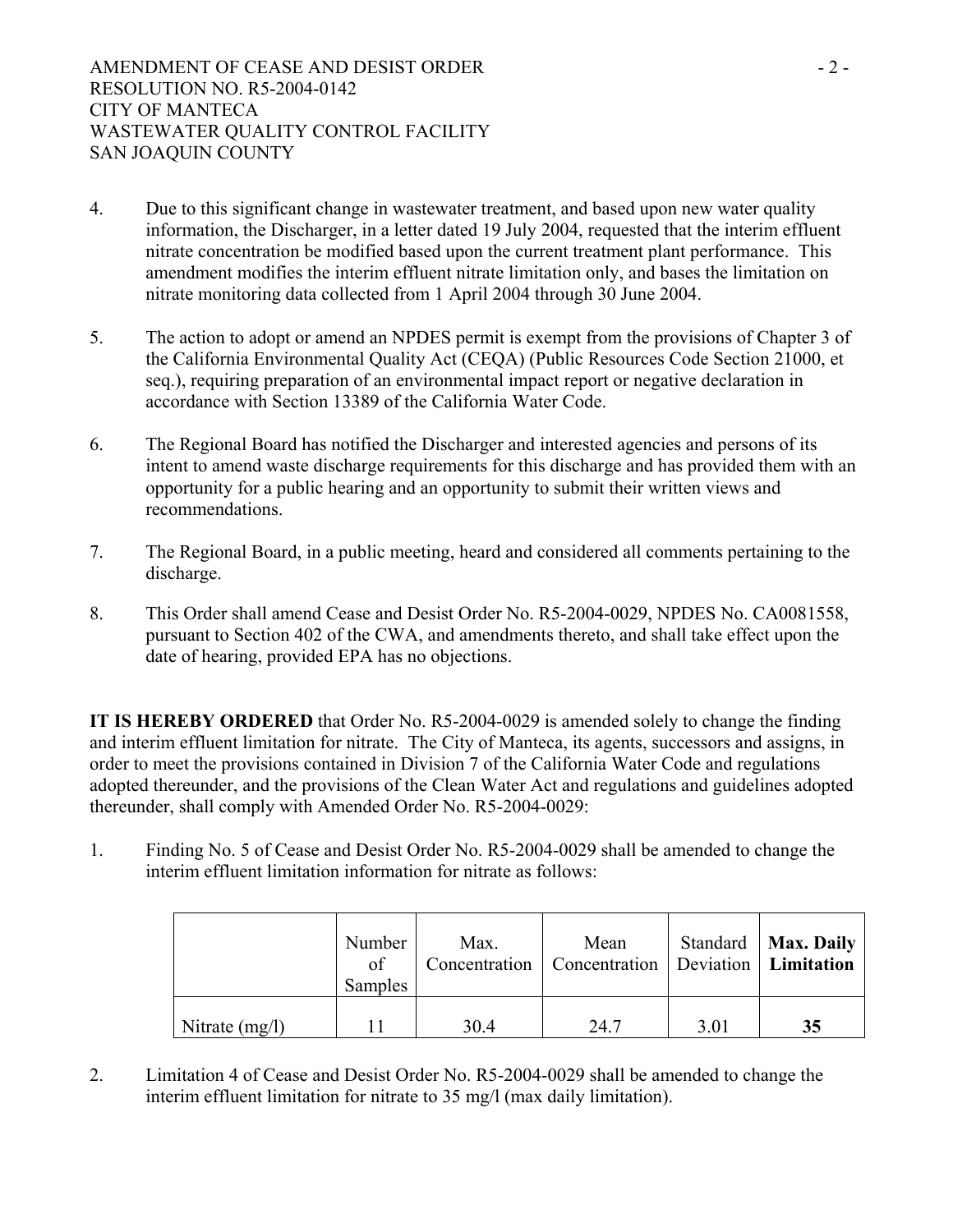4. Due to this significant change in wastewater treatment, and based upon new water quality information, the Discharger, in a letter dated 19 July 2004, requested that the interim effluent nitrate concentration be modified based upon the current treatment plant performance. This amendment modifies the interim effluent nitrate limitation only, and bases the limitation on nitrate monitoring data collected from 1 April 2004 through 30 June 2004.

5. The action to adopt or amend an NPDES permit is exempt from the provisions of Chapter 3 of the California Environmental Quality Act (CEQA) (Public Resources Code Section 21000, et seq.), requiring preparation of an environmental impact report or negative declaration in accordance with Section 13389 of the California Water Code.

6. The Regional Board has notified the Discharger and interested agencies and persons of its intent to amend waste discharge requirements for this discharge and has provided them with an opportunity for a public hearing and an opportunity to submit their written views and recommendations.

7. The Regional Board, in a public meeting, heard and considered all comments pertaining to the discharge.

8. This Order shall amend Cease and Desist Order No. R5-2004-0029, NPDES No. CA0081558, pursuant to Section 402 of the CWA, and amendments thereto, and shall take effect upon the date of hearing, provided EPA has no objections.

**IT IS HEREBY ORDERED** that Order No. R5-2004-0029 is amended solely to change the finding and interim effluent limitation for nitrate. The City of Manteca, its agents, successors and assigns, in order to meet the provisions contained in Division 7 of the California Water Code and regulations adopted thereunder, and the provisions of the Clean Water Act and regulations and guidelines adopted thereunder, shall comply with Amended Order No. R5-2004-0029:

1. Finding No. 5 of Cease and Desist Order No. R5-2004-0029 shall be amended to change the interim effluent limitation information for nitrate as follows:

| | Number of Samples | Max. Concentration | Mean Concentration | Standard Deviation | **Max. Daily Limitation** |
|---|---|---|---|---|---|
| Nitrate (mg/l) | 11 | 30.4 | 24.7 | 3.01 | **35** |

2. Limitation 4 of Cease and Desist Order No. R5-2004-0029 shall be amended to change the interim effluent limitation for nitrate to 35 mg/l (max daily limitation).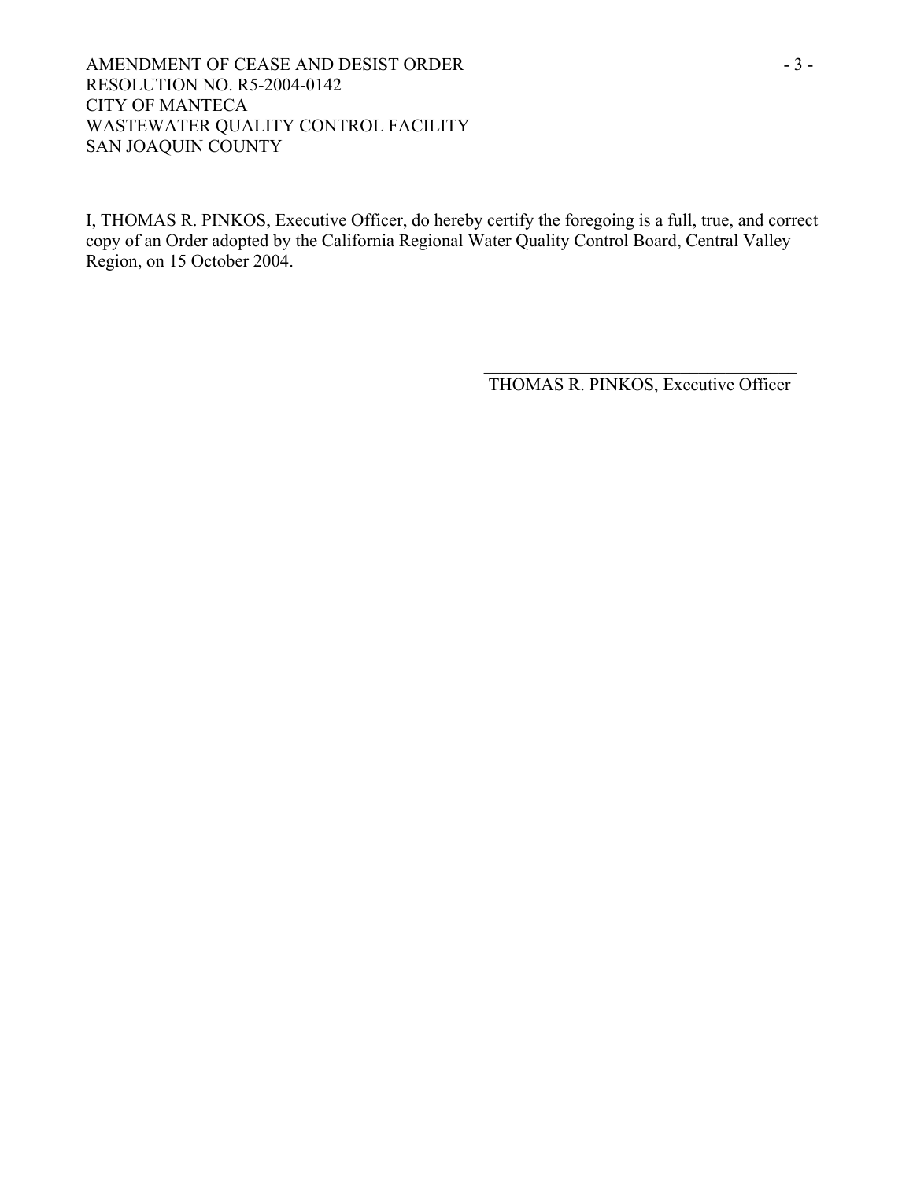I, THOMAS R. PINKOS, Executive Officer, do hereby certify the foregoing is a full, true, and correct copy of an Order adopted by the California Regional Water Quality Control Board, Central Valley Region, on 15 October 2004.

\_\_\_\_\_\_\_\_\_\_\_\_\_\_\_\_\_\_\_\_\_\_\_\_\_\_\_\_\_\_\_\_\_\_\_\_

THOMAS R. PINKOS, Executive Officer